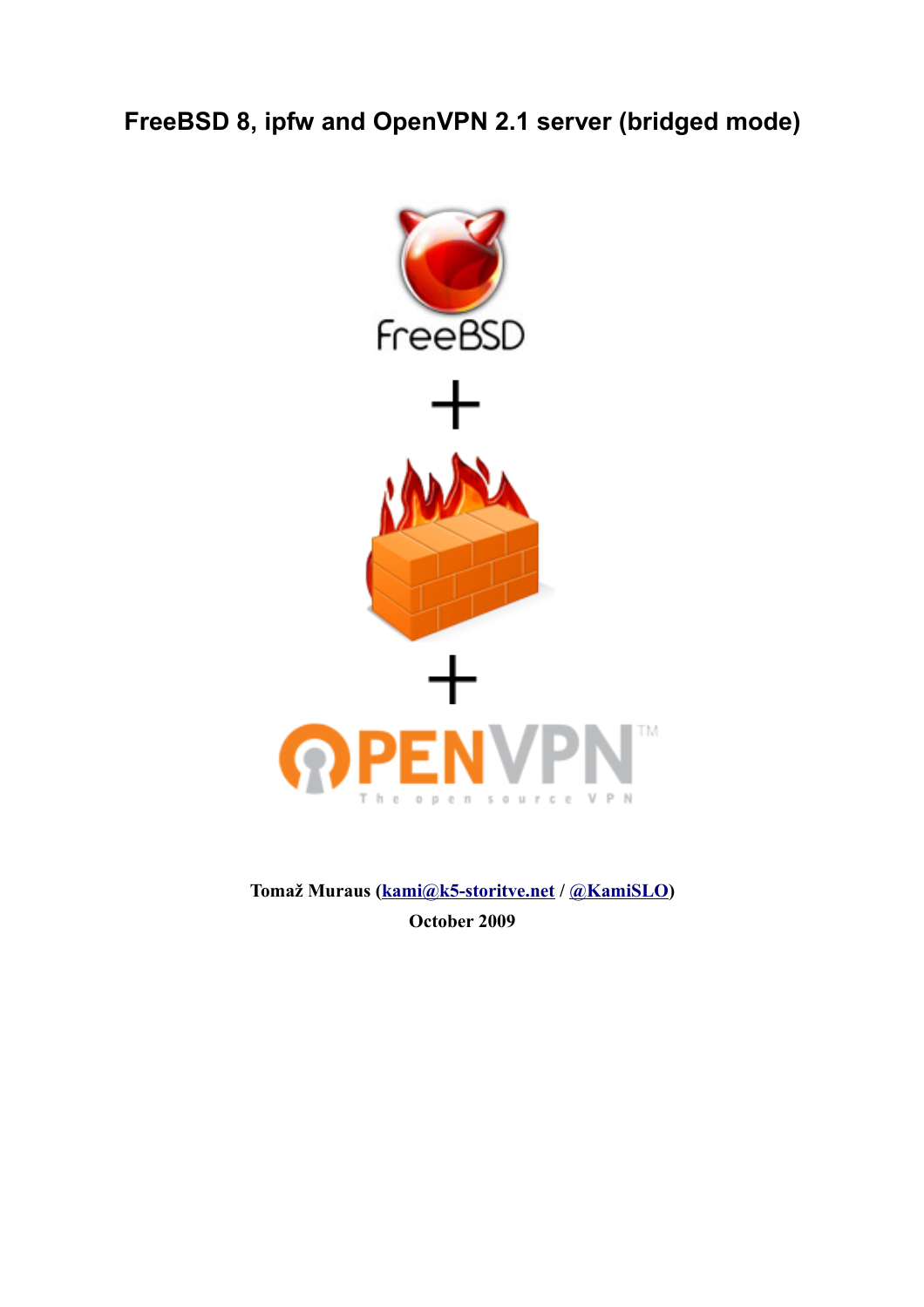# FreeBSD 8, ipfw and OpenVPN 2.1 server (bridged mode)

**+**

**+**

**Tomaž Muraus ([kami@k5-storitve.net](mailto:kami@k5-storitve.net) / [@KamiSLO](https://twitter.com/KamiSLO))**

**October 2009**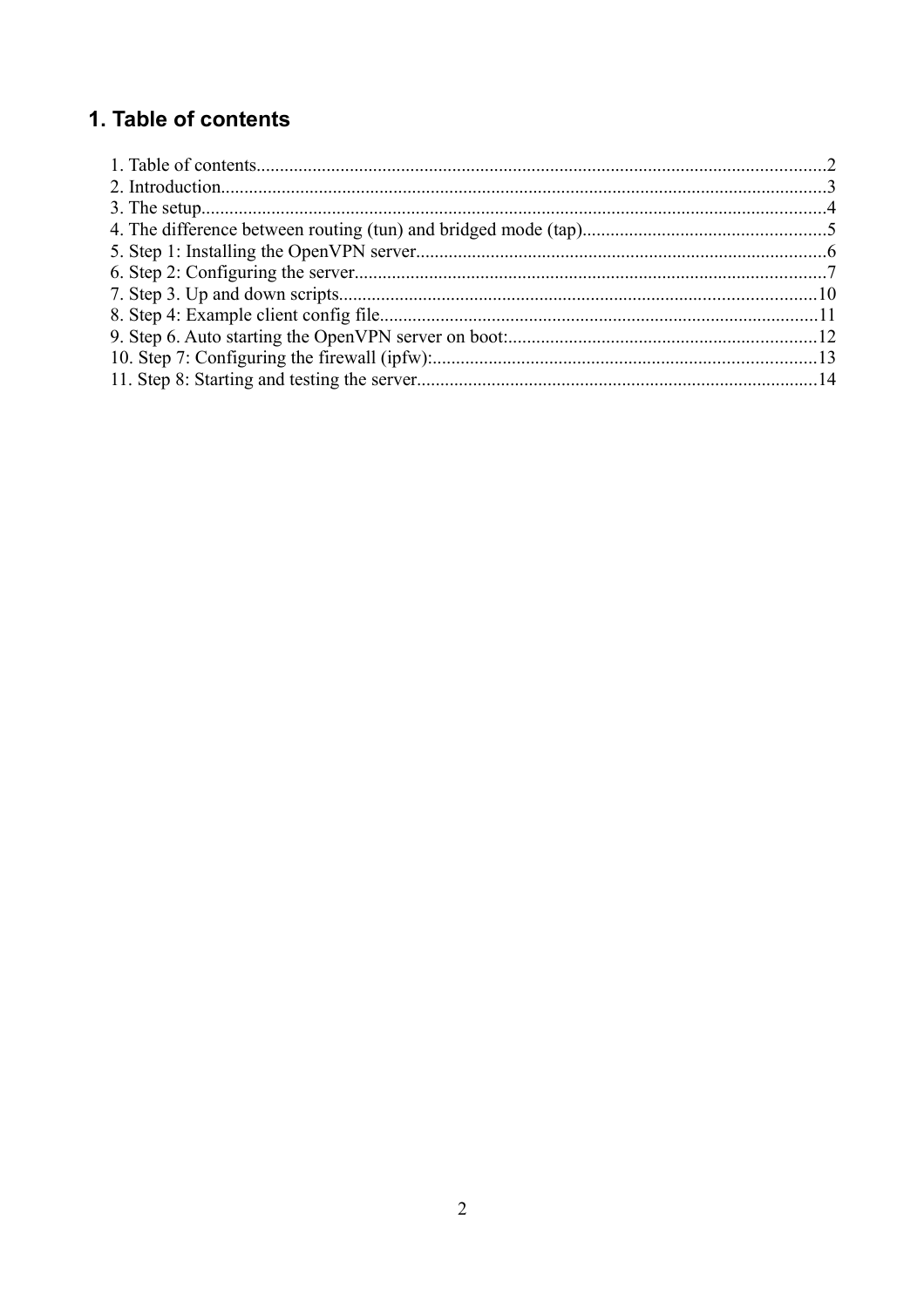# 1. Table of contents

1. Table of contents........................................................................................................................2
2. Introduction.................................................................................................................................3
3. The setup.....................................................................................................................................4
4. The difference between routing (tun) and bridged mode (tap)....................................................5
5. Step 1: Installing the OpenVPN server.......................................................................................6
6. Step 2: Configuring the server.....................................................................................................7
7. Step 3. Up and down scripts......................................................................................................10
8. Step 4: Example client config file.............................................................................................11
9. Step 6. Auto starting the OpenVPN server on boot:..................................................................12
10. Step 7: Configuring the firewall (ipfw):..................................................................................13
11. Step 8: Starting and testing the server.....................................................................................14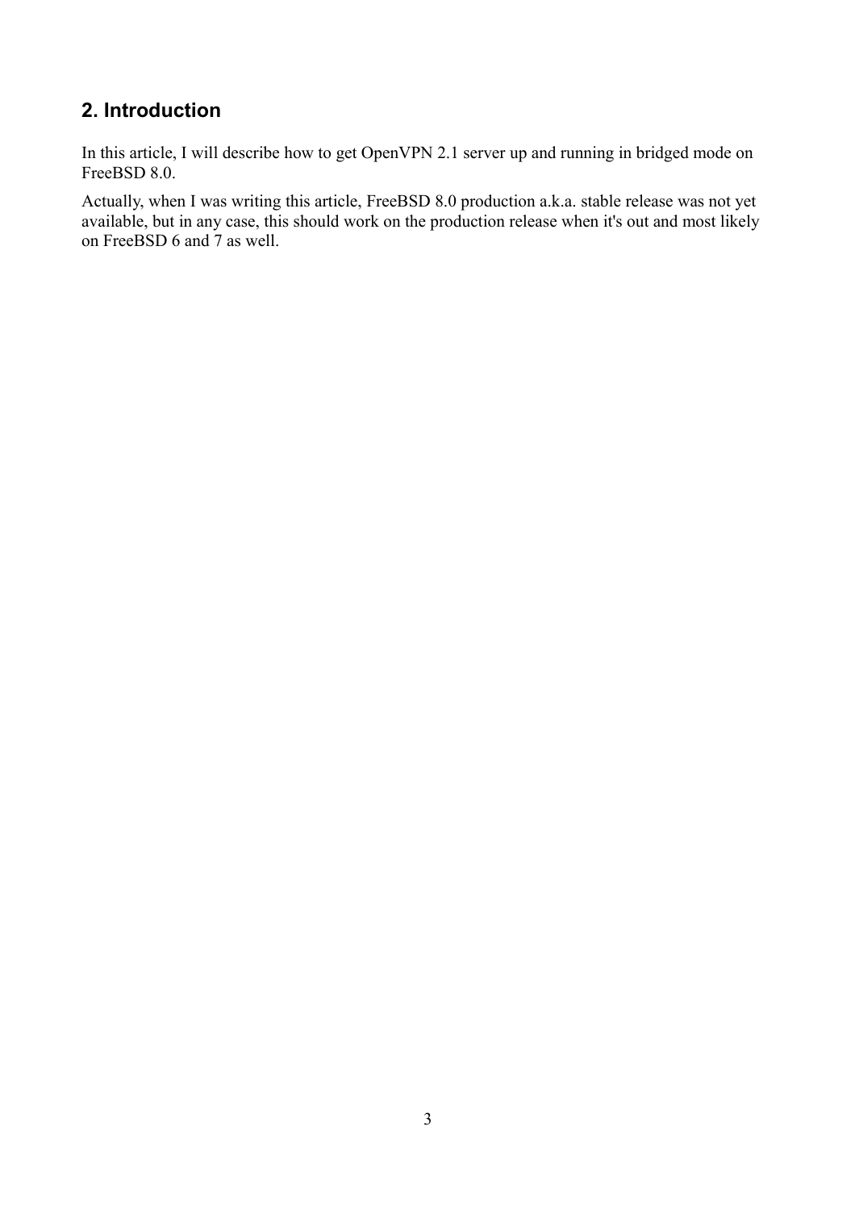## 2. Introduction

In this article, I will describe how to get OpenVPN 2.1 server up and running in bridged mode on FreeBSD 8.0.

Actually, when I was writing this article, FreeBSD 8.0 production a.k.a. stable release was not yet available, but in any case, this should work on the production release when it's out and most likely on FreeBSD 6 and 7 as well.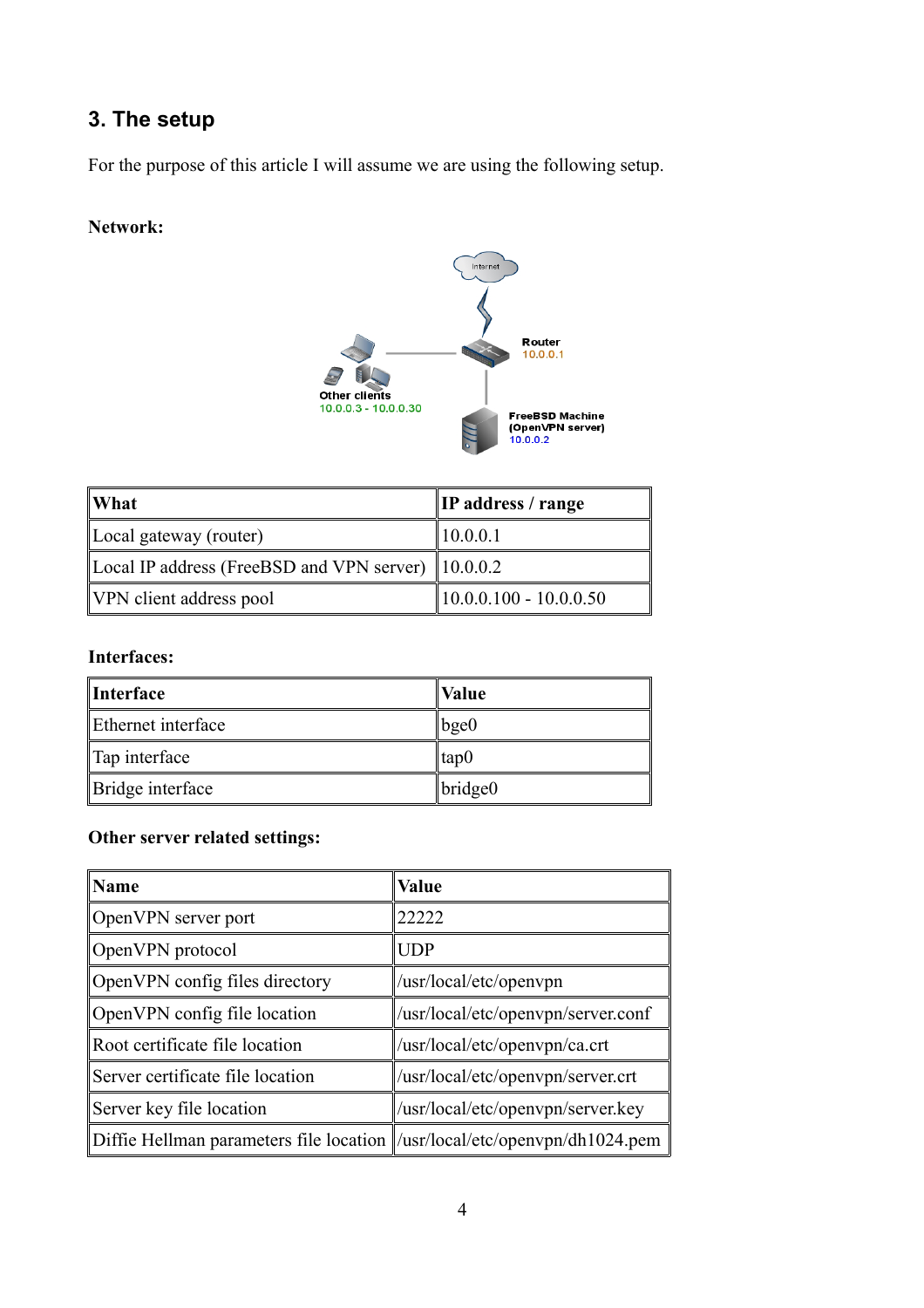## 3. The setup

For the purpose of this article I will assume we are using the following setup.

**Network:**

| What | IP address / range |
|---|---|
| Local gateway (router) | 10.0.0.1 |
| Local IP address (FreeBSD and VPN server) | 10.0.0.2 |
| VPN client address pool | 10.0.0.100 - 10.0.0.50 |

**Interfaces:**

| Interface | Value |
|---|---|
| Ethernet interface | bge0 |
| Tap interface | tap0 |
| Bridge interface | bridge0 |

**Other server related settings:**

| Name | Value |
|---|---|
| OpenVPN server port | 22222 |
| OpenVPN protocol | UDP |
| OpenVPN config files directory | /usr/local/etc/openvpn |
| OpenVPN config file location | /usr/local/etc/openvpn/server.conf |
| Root certificate file location | /usr/local/etc/openvpn/ca.crt |
| Server certificate file location | /usr/local/etc/openvpn/server.crt |
| Server key file location | /usr/local/etc/openvpn/server.key |
| Diffie Hellman parameters file location | /usr/local/etc/openvpn/dh1024.pem |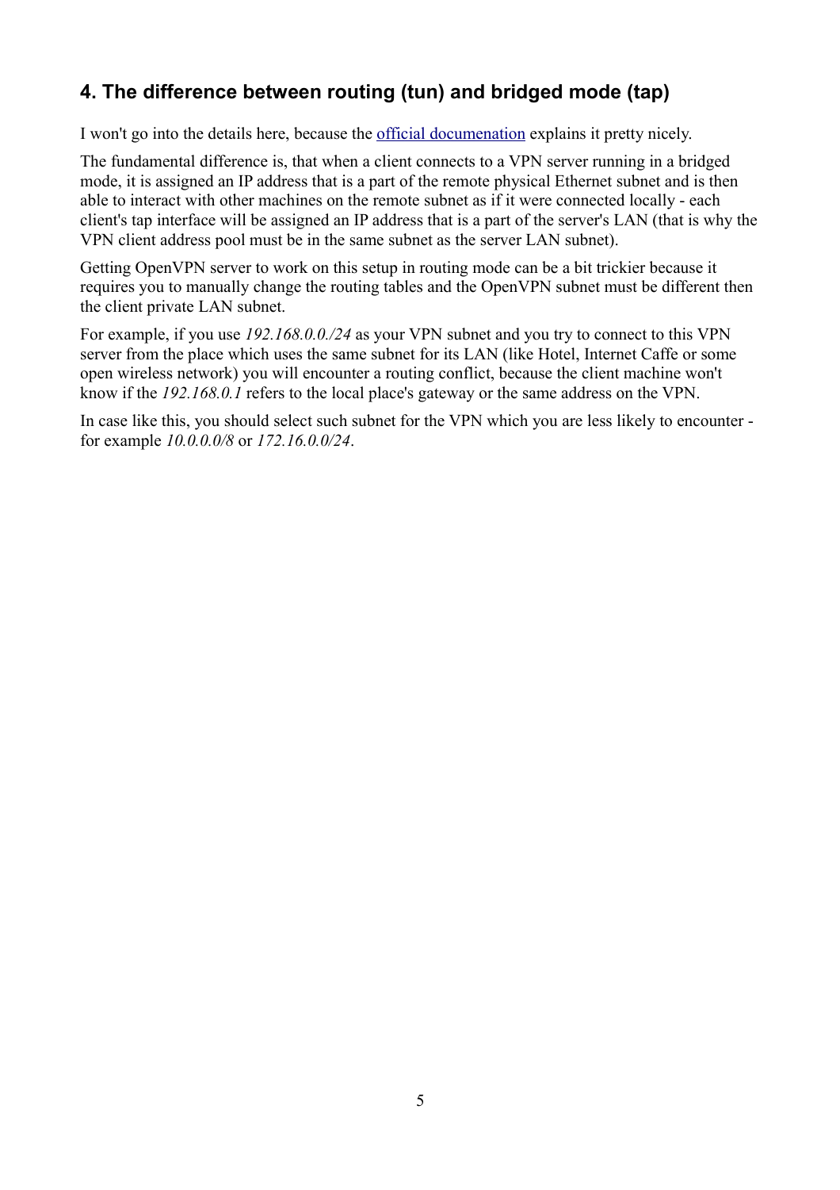## 4. The difference between routing (tun) and bridged mode (tap)

I won't go into the details here, because the official documenation explains it pretty nicely.

The fundamental difference is, that when a client connects to a VPN server running in a bridged mode, it is assigned an IP address that is a part of the remote physical Ethernet subnet and is then able to interact with other machines on the remote subnet as if it were connected locally - each client's tap interface will be assigned an IP address that is a part of the server's LAN (that is why the VPN client address pool must be in the same subnet as the server LAN subnet).

Getting OpenVPN server to work on this setup in routing mode can be a bit trickier because it requires you to manually change the routing tables and the OpenVPN subnet must be different then the client private LAN subnet.

For example, if you use *192.168.0.0./24* as your VPN subnet and you try to connect to this VPN server from the place which uses the same subnet for its LAN (like Hotel, Internet Caffe or some open wireless network) you will encounter a routing conflict, because the client machine won't know if the *192.168.0.1* refers to the local place's gateway or the same address on the VPN.

In case like this, you should select such subnet for the VPN which you are less likely to encounter - for example *10.0.0.0/8* or *172.16.0.0/24*.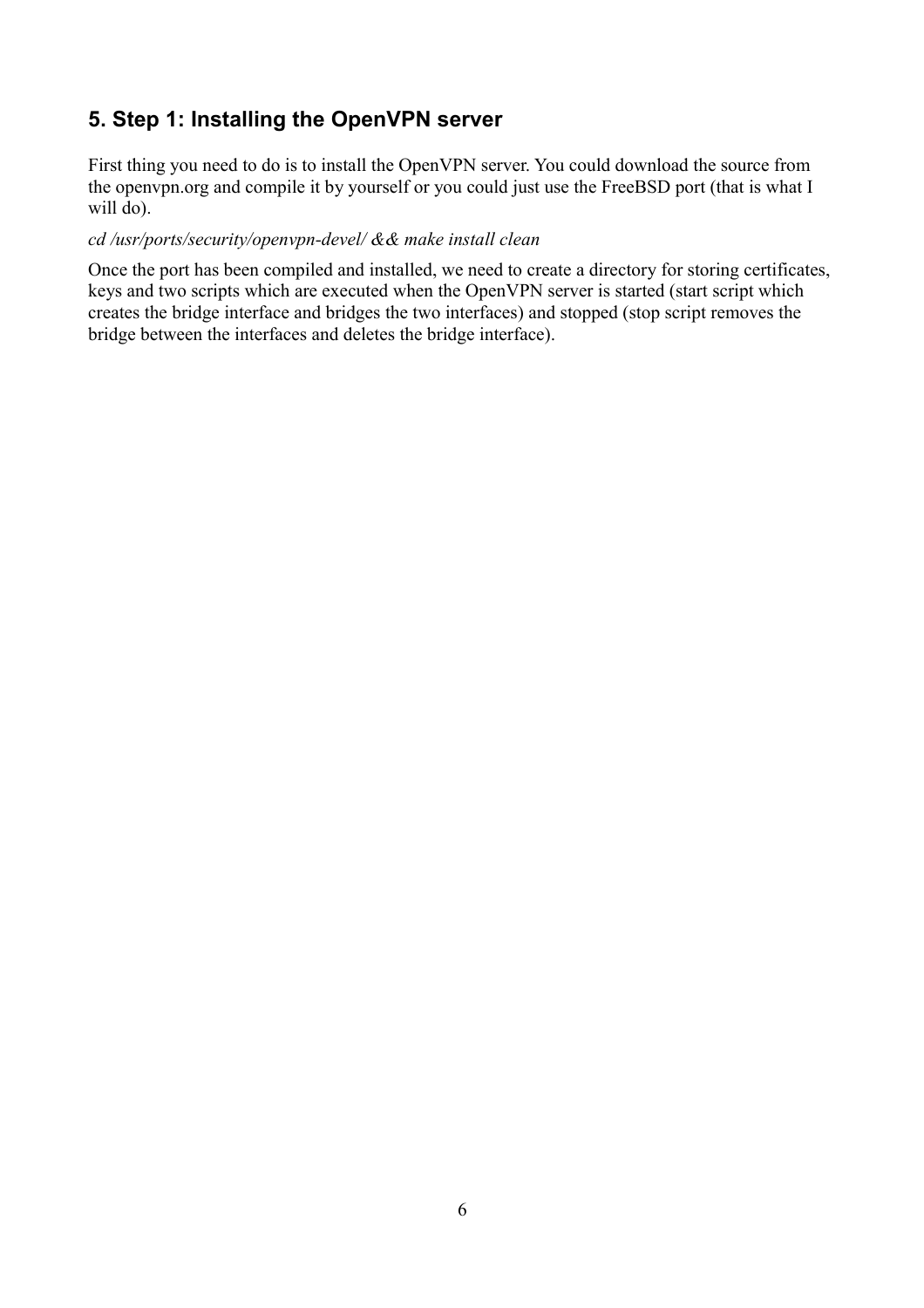## 5. Step 1: Installing the OpenVPN server

First thing you need to do is to install the OpenVPN server. You could download the source from the openvpn.org and compile it by yourself or you could just use the FreeBSD port (that is what I will do).

*cd /usr/ports/security/openvpn-devel/ && make install clean*

Once the port has been compiled and installed, we need to create a directory for storing certificates, keys and two scripts which are executed when the OpenVPN server is started (start script which creates the bridge interface and bridges the two interfaces) and stopped (stop script removes the bridge between the interfaces and deletes the bridge interface).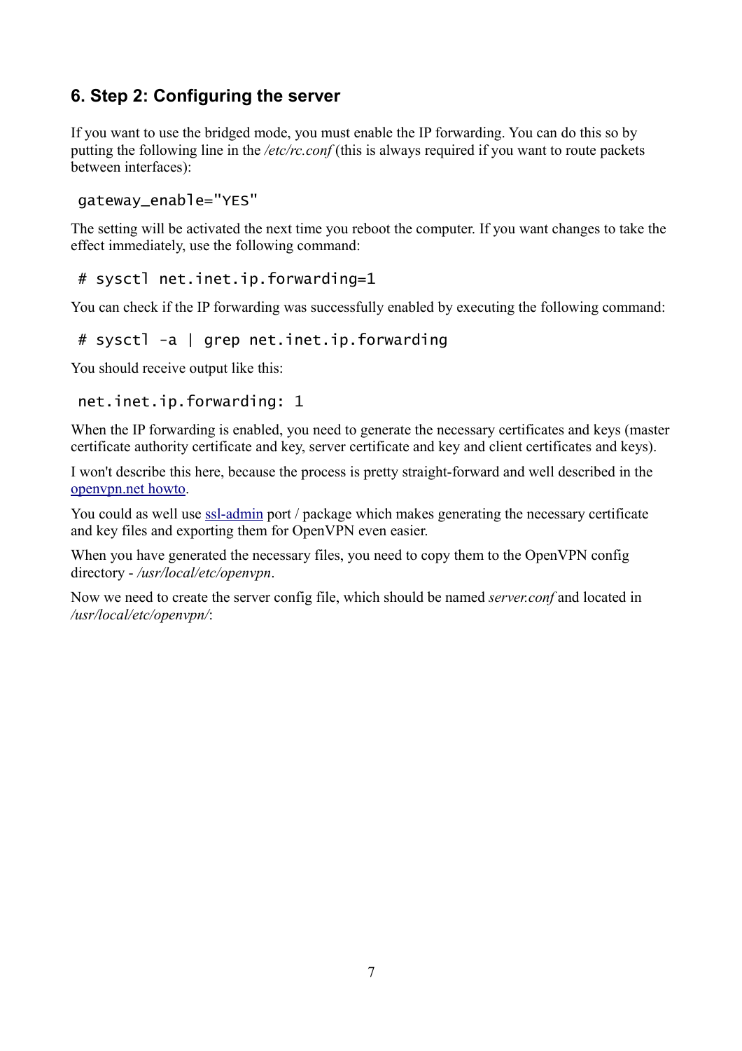## 6. Step 2: Configuring the server

If you want to use the bridged mode, you must enable the IP forwarding. You can do this so by putting the following line in the */etc/rc.conf* (this is always required if you want to route packets between interfaces):

```
gateway_enable="YES"
```

The setting will be activated the next time you reboot the computer. If you want changes to take the effect immediately, use the following command:

```
# sysctl net.inet.ip.forwarding=1
```

You can check if the IP forwarding was successfully enabled by executing the following command:

```
# sysctl -a | grep net.inet.ip.forwarding
```

You should receive output like this:

```
net.inet.ip.forwarding: 1
```

When the IP forwarding is enabled, you need to generate the necessary certificates and keys (master certificate authority certificate and key, server certificate and key and client certificates and keys).

I won't describe this here, because the process is pretty straight-forward and well described in the openvpn.net howto.

You could as well use ssl-admin port / package which makes generating the necessary certificate and key files and exporting them for OpenVPN even easier.

When you have generated the necessary files, you need to copy them to the OpenVPN config directory - */usr/local/etc/openvpn*.

Now we need to create the server config file, which should be named *server.conf* and located in */usr/local/etc/openvpn/*: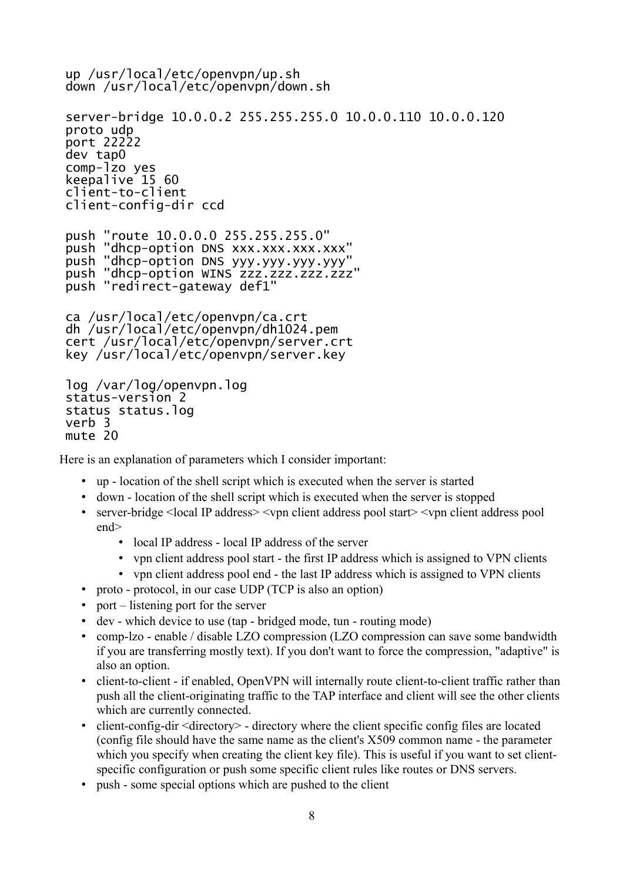```
up /usr/local/etc/openvpn/up.sh
down /usr/local/etc/openvpn/down.sh

server-bridge 10.0.0.2 255.255.255.0 10.0.0.110 10.0.0.120
proto udp
port 22222
dev tap0
comp-lzo yes
keepalive 15 60
client-to-client
client-config-dir ccd

push "route 10.0.0.0 255.255.255.0"
push "dhcp-option DNS xxx.xxx.xxx.xxx"
push "dhcp-option DNS yyy.yyy.yyy.yyy"
push "dhcp-option WINS zzz.zzz.zzz.zzz"
push "redirect-gateway def1"

ca /usr/local/etc/openvpn/ca.crt
dh /usr/local/etc/openvpn/dh1024.pem
cert /usr/local/etc/openvpn/server.crt
key /usr/local/etc/openvpn/server.key

log /var/log/openvpn.log
status-version 2
status status.log
verb 3
mute 20
```

Here is an explanation of parameters which I consider important:

- up - location of the shell script which is executed when the server is started
- down - location of the shell script which is executed when the server is stopped
- server-bridge <local IP address> <vpn client address pool start> <vpn client address pool end>
  - local IP address - local IP address of the server
  - vpn client address pool start - the first IP address which is assigned to VPN clients
  - vpn client address pool end - the last IP address which is assigned to VPN clients
- proto - protocol, in our case UDP (TCP is also an option)
- port – listening port for the server
- dev - which device to use (tap - bridged mode, tun - routing mode)
- comp-lzo - enable / disable LZO compression (LZO compression can save some bandwidth if you are transferring mostly text). If you don't want to force the compression, "adaptive" is also an option.
- client-to-client - if enabled, OpenVPN will internally route client-to-client traffic rather than push all the client-originating traffic to the TAP interface and client will see the other clients which are currently connected.
- client-config-dir <directory> - directory where the client specific config files are located (config file should have the same name as the client's X509 common name - the parameter which you specify when creating the client key file). This is useful if you want to set client-specific configuration or push some specific client rules like routes or DNS servers.
- push - some special options which are pushed to the client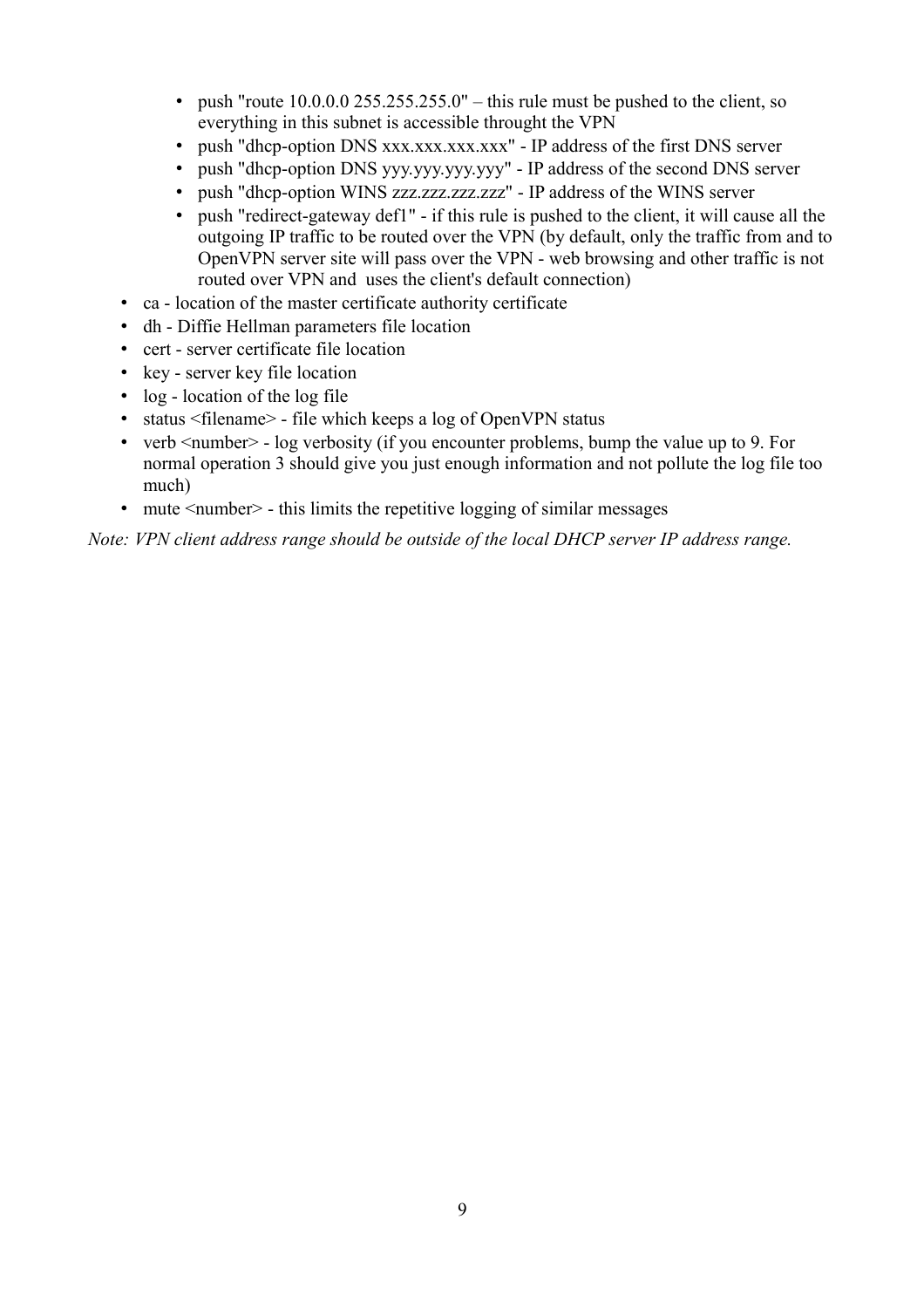- push "route 10.0.0.0 255.255.255.0" – this rule must be pushed to the client, so everything in this subnet is accessible throught the VPN
    - push "dhcp-option DNS xxx.xxx.xxx.xxx" - IP address of the first DNS server
    - push "dhcp-option DNS yyy.yyy.yyy.yyy" - IP address of the second DNS server
    - push "dhcp-option WINS zzz.zzz.zzz.zzz" - IP address of the WINS server
    - push "redirect-gateway def1" - if this rule is pushed to the client, it will cause all the outgoing IP traffic to be routed over the VPN (by default, only the traffic from and to OpenVPN server site will pass over the VPN - web browsing and other traffic is not routed over VPN and uses the client's default connection)
- ca - location of the master certificate authority certificate
- dh - Diffie Hellman parameters file location
- cert - server certificate file location
- key - server key file location
- log - location of the log file
- status <filename> - file which keeps a log of OpenVPN status
- verb <number> - log verbosity (if you encounter problems, bump the value up to 9. For normal operation 3 should give you just enough information and not pollute the log file too much)
- mute <number> - this limits the repetitive logging of similar messages

*Note: VPN client address range should be outside of the local DHCP server IP address range.*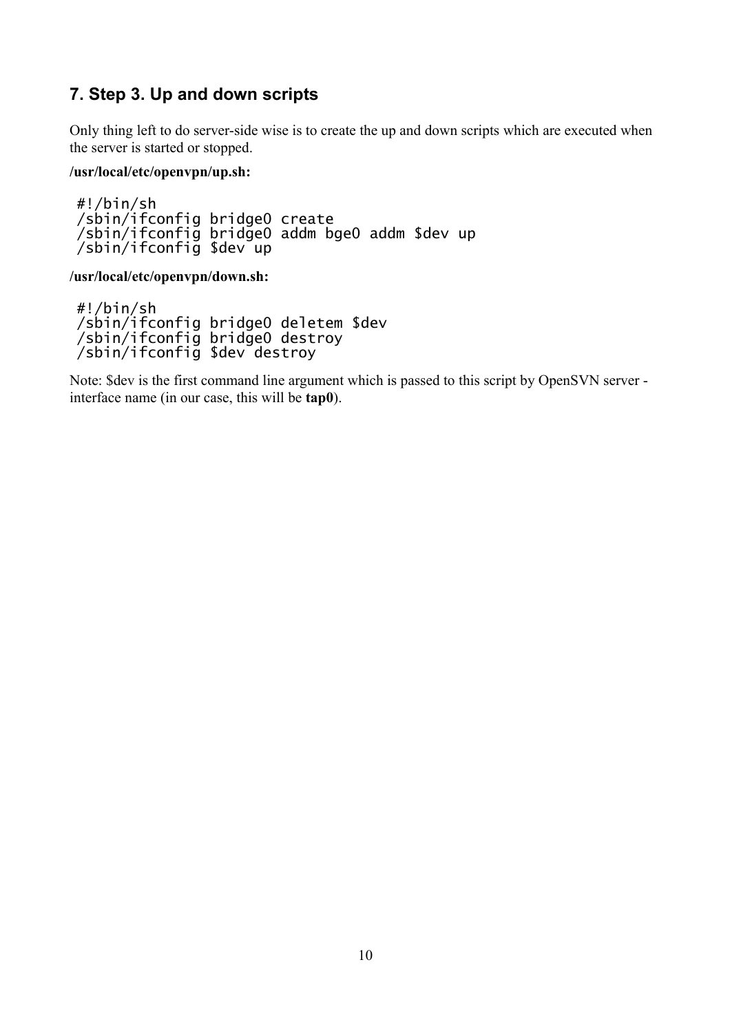## 7. Step 3. Up and down scripts

Only thing left to do server-side wise is to create the up and down scripts which are executed when the server is started or stopped.

**/usr/local/etc/openvpn/up.sh:**

```
#!/bin/sh
/sbin/ifconfig bridge0 create
/sbin/ifconfig bridge0 addm bge0 addm $dev up
/sbin/ifconfig $dev up
```

**/usr/local/etc/openvpn/down.sh:**

```
#!/bin/sh
/sbin/ifconfig bridge0 deletem $dev
/sbin/ifconfig bridge0 destroy
/sbin/ifconfig $dev destroy
```

Note: $dev is the first command line argument which is passed to this script by OpenSVN server - interface name (in our case, this will be **tap0**).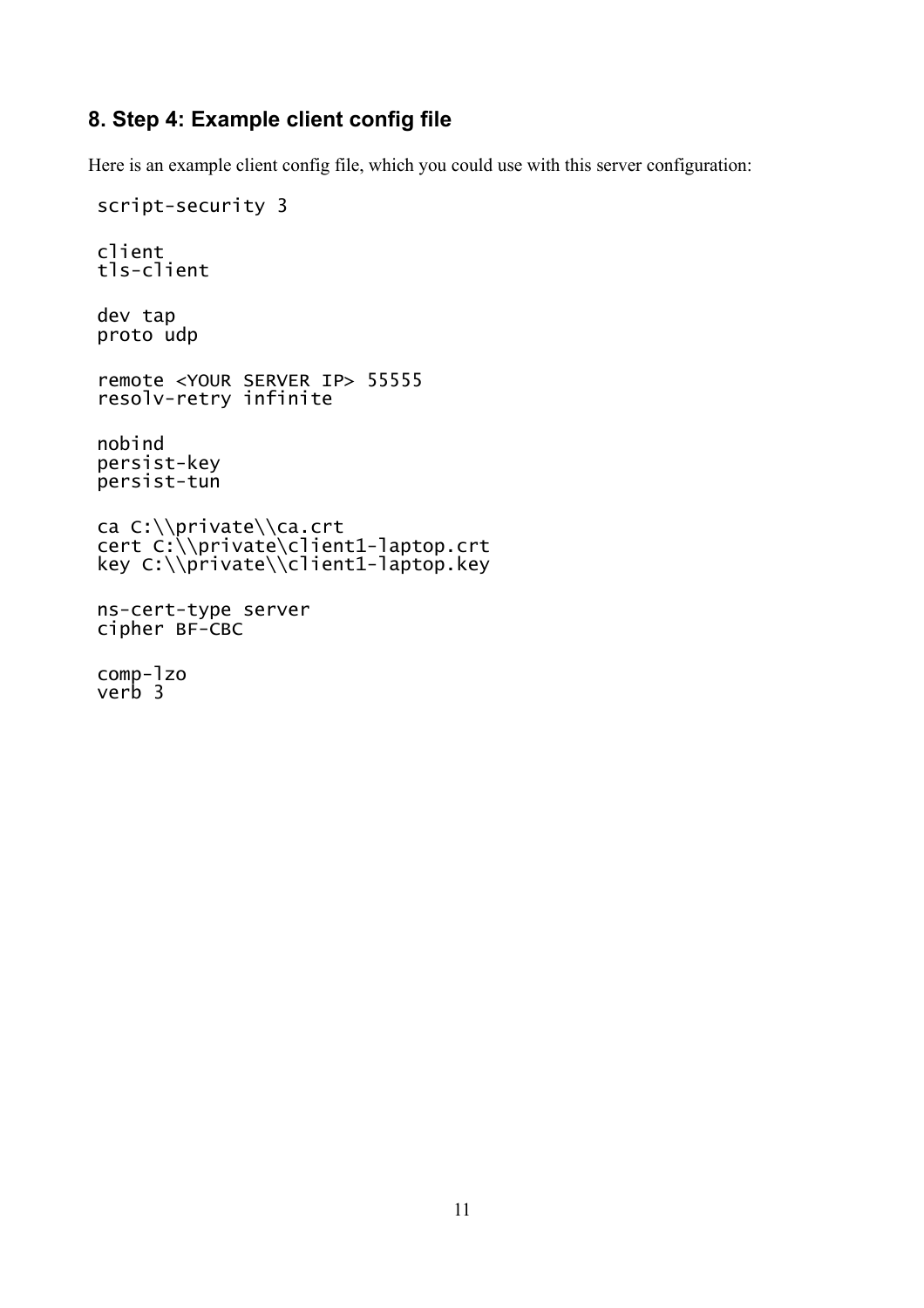## 8. Step 4: Example client config file

Here is an example client config file, which you could use with this server configuration:

```
script-security 3

client
tls-client

dev tap
proto udp

remote <YOUR SERVER IP> 55555
resolv-retry infinite

nobind
persist-key
persist-tun

ca C:\\private\\ca.crt
cert C:\\private\client1-laptop.crt
key C:\\private\\client1-laptop.key

ns-cert-type server
cipher BF-CBC

comp-lzo
verb 3
```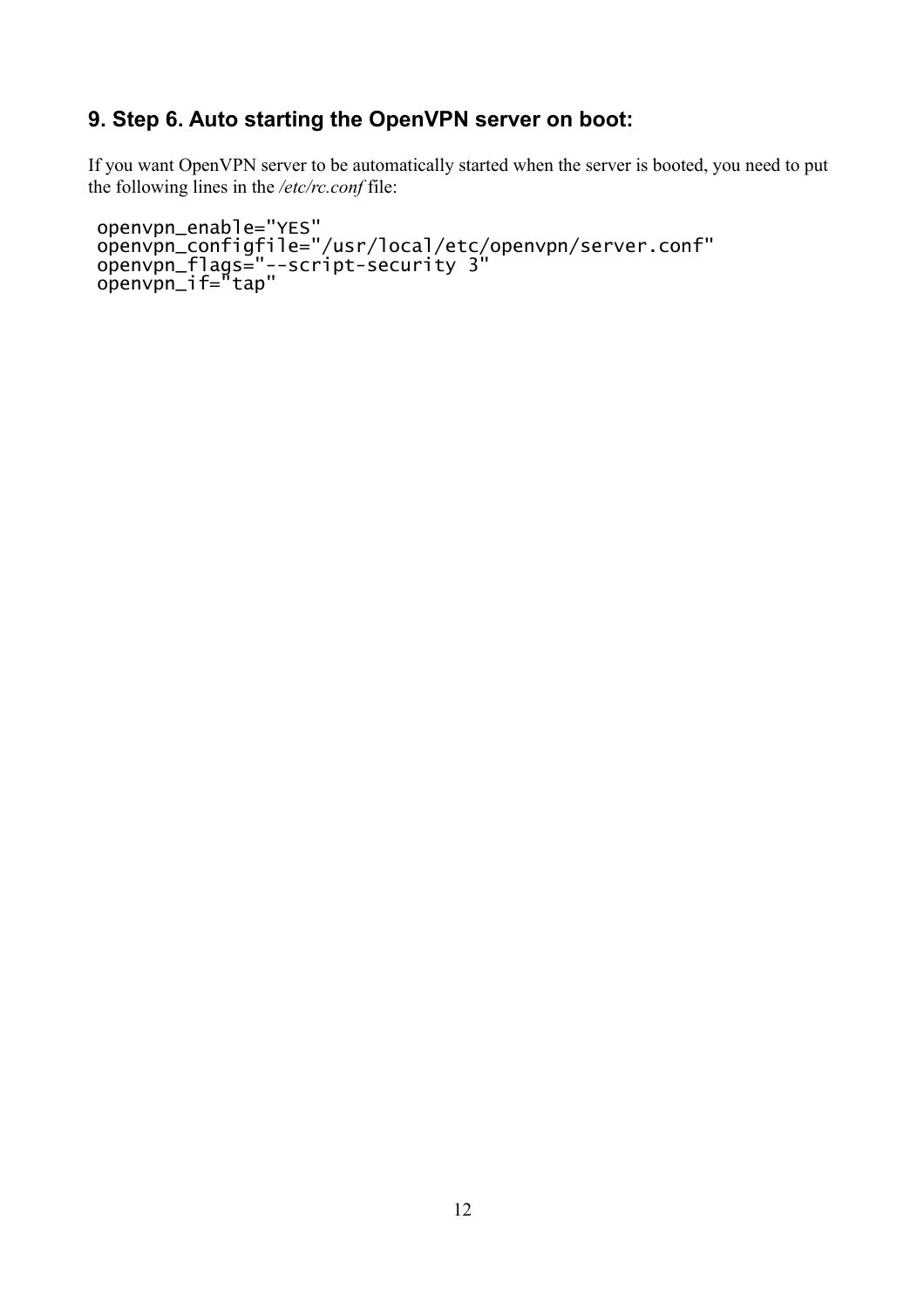## 9. Step 6. Auto starting the OpenVPN server on boot:

If you want OpenVPN server to be automatically started when the server is booted, you need to put the following lines in the */etc/rc.conf* file:

```
openvpn_enable="YES"
openvpn_configfile="/usr/local/etc/openvpn/server.conf"
openvpn_flags="--script-security 3"
openvpn_if="tap"
```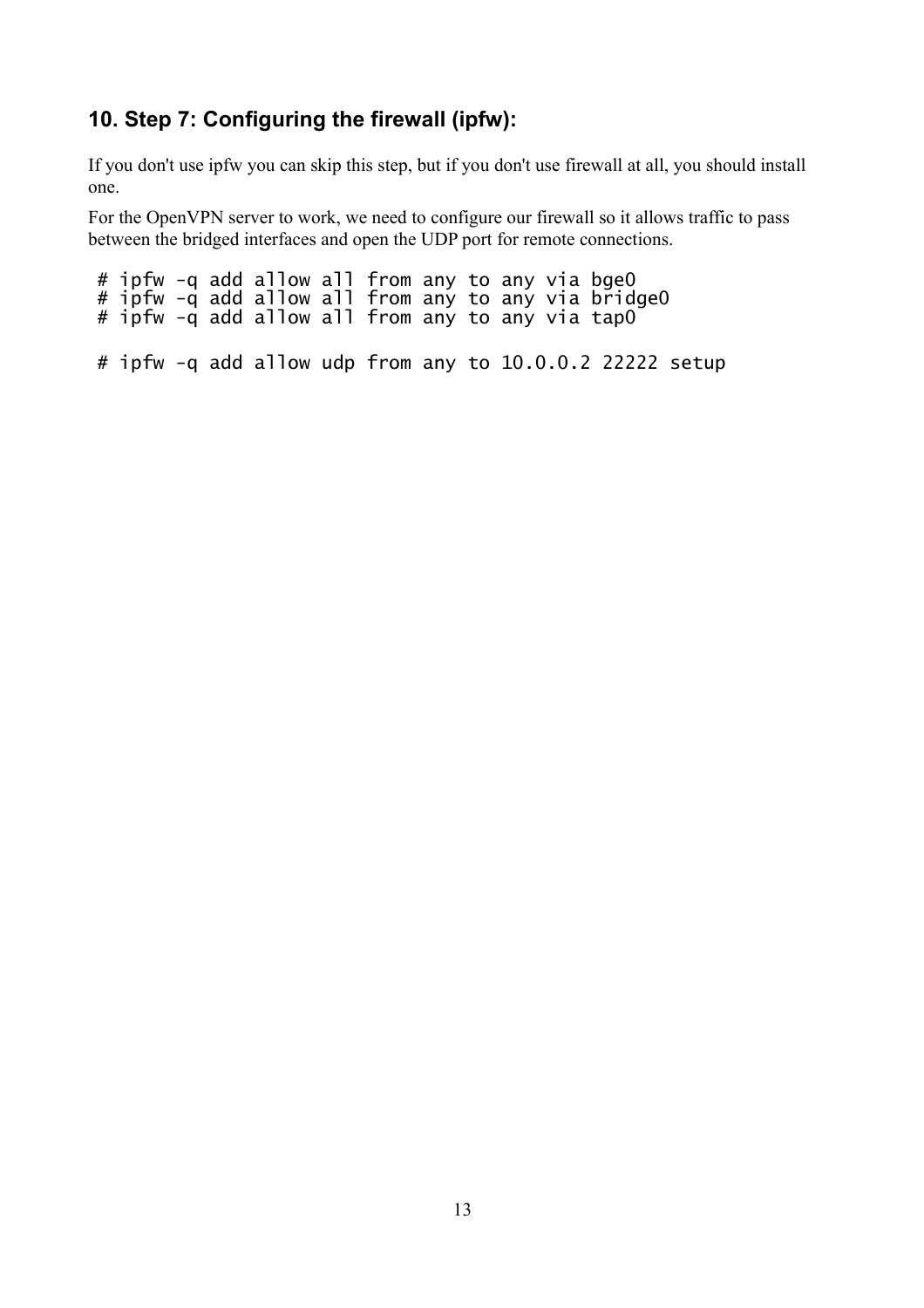## 10. Step 7: Configuring the firewall (ipfw):

If you don't use ipfw you can skip this step, but if you don't use firewall at all, you should install one.

For the OpenVPN server to work, we need to configure our firewall so it allows traffic to pass between the bridged interfaces and open the UDP port for remote connections.

```
# ipfw -q add allow all from any to any via bge0
# ipfw -q add allow all from any to any via bridge0
# ipfw -q add allow all from any to any via tap0

# ipfw -q add allow udp from any to 10.0.0.2 22222 setup
```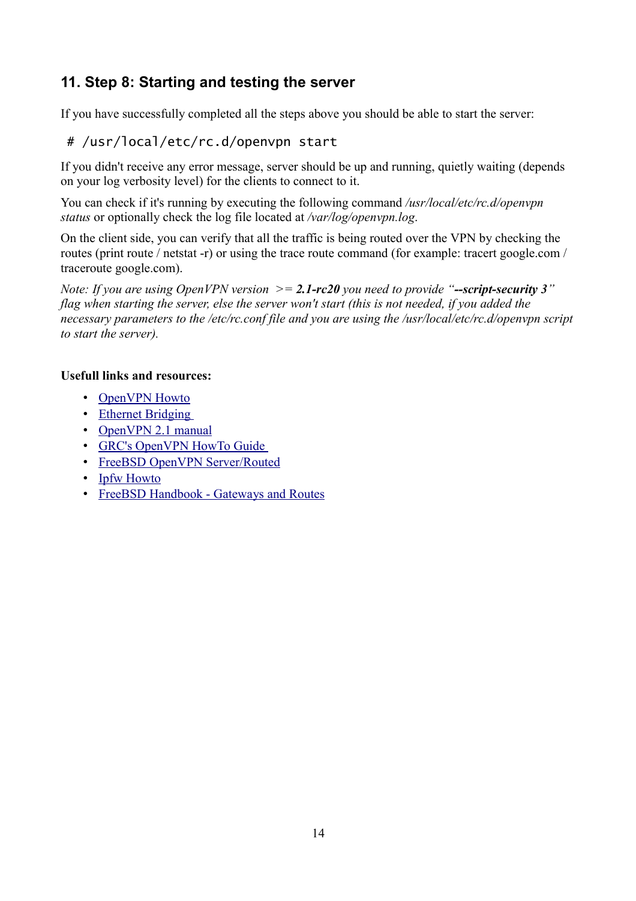## 11. Step 8: Starting and testing the server

If you have successfully completed all the steps above you should be able to start the server:

```
# /usr/local/etc/rc.d/openvpn start
```

If you didn't receive any error message, server should be up and running, quietly waiting (depends on your log verbosity level) for the clients to connect to it.

You can check if it's running by executing the following command */usr/local/etc/rc.d/openvpn status* or optionally check the log file located at */var/log/openvpn.log*.

On the client side, you can verify that all the traffic is being routed over the VPN by checking the routes (print route / netstat -r) or using the trace route command (for example: tracert google.com / traceroute google.com).

*Note: If you are using OpenVPN version >=* ***2.1-rc20*** *you need to provide "****--script-security 3****" flag when starting the server, else the server won't start (this is not needed, if you added the necessary parameters to the /etc/rc.conf file and you are using the /usr/local/etc/rc.d/openvpn script to start the server).*

**Usefull links and resources:**

- OpenVPN Howto
- Ethernet Bridging
- OpenVPN 2.1 manual
- GRC's OpenVPN HowTo Guide
- FreeBSD OpenVPN Server/Routed
- Ipfw Howto
- FreeBSD Handbook - Gateways and Routes